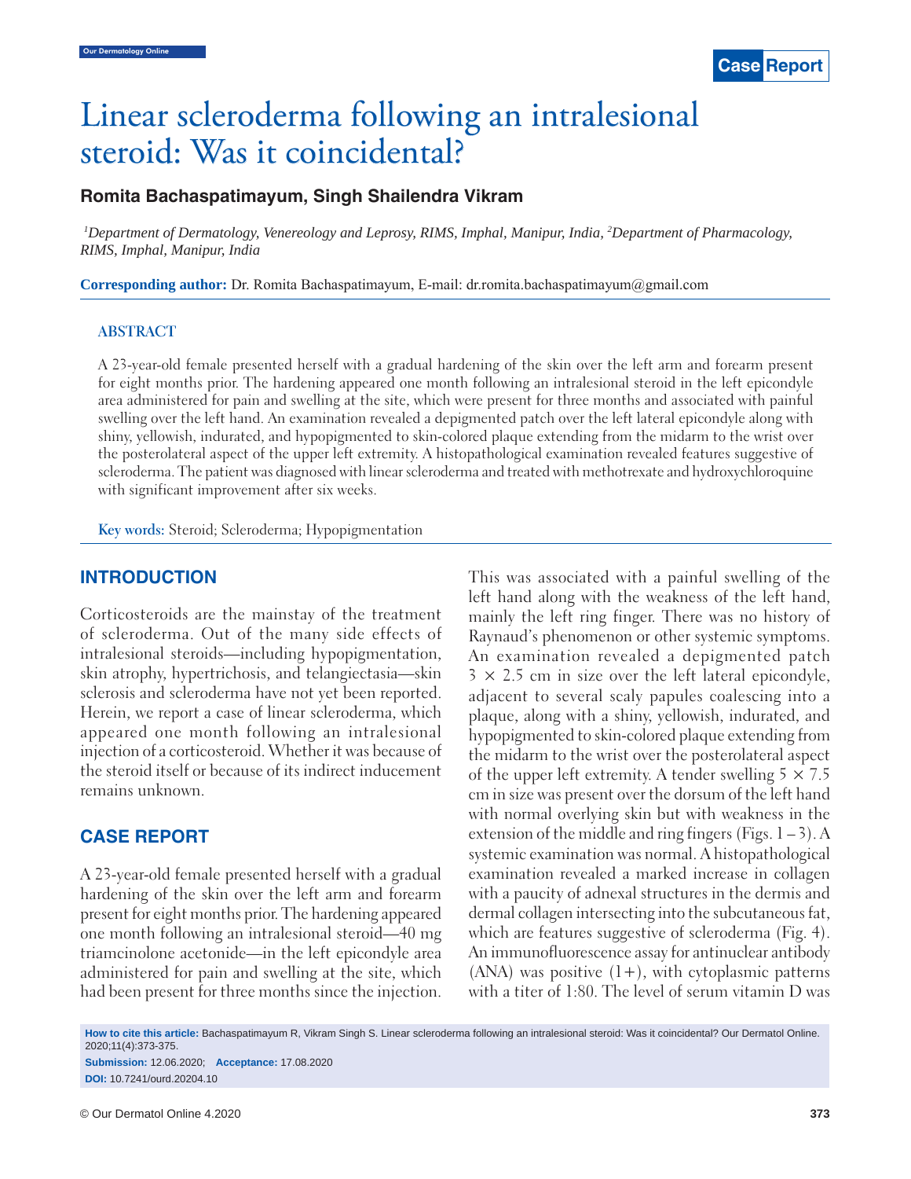# Linear scleroderma following an intralesional steroid: Was it coincidental?

**Romita Bachaspatimayum, Singh Shailendra Vikram**

*[1]Department of Dermatology, Venereology and Leprosy, RIMS, Imphal, Manipur, India, [2]Department of Pharmacology, RIMS, Imphal, Manipur, India*

**Corresponding author:** Dr. Romita Bachaspatimayum, E-mail: dr.romita.bachaspatimayum@gmail.com

## ABSTRACT

A 23-year-old female presented herself with a gradual hardening of the skin over the left arm and forearm present for eight months prior. The hardening appeared one month following an intralesional steroid in the left epicondyle area administered for pain and swelling at the site, which were present for three months and associated with painful swelling over the left hand. An examination revealed a depigmented patch over the left lateral epicondyle along with shiny, yellowish, indurated, and hypopigmented to skin-colored plaque extending from the midarm to the wrist over the posterolateral aspect of the upper left extremity. A histopathological examination revealed features suggestive of scleroderma. The patient was diagnosed with linear scleroderma and treated with methotrexate and hydroxychloroquine with significant improvement after six weeks.

**Key words:** Steroid; Scleroderma; Hypopigmentation

## INTRODUCTION

Corticosteroids are the mainstay of the treatment of scleroderma. Out of the many side effects of intralesional steroids—including hypopigmentation, skin atrophy, hypertrichosis, and telangiectasia—skin sclerosis and scleroderma have not yet been reported. Herein, we report a case of linear scleroderma, which appeared one month following an intralesional injection of a corticosteroid. Whether it was because of the steroid itself or because of its indirect inducement remains unknown.

## CASE REPORT

A 23-year-old female presented herself with a gradual hardening of the skin over the left arm and forearm present for eight months prior. The hardening appeared one month following an intralesional steroid—40 mg triamcinolone acetonide—in the left epicondyle area administered for pain and swelling at the site, which had been present for three months since the injection. This was associated with a painful swelling of the left hand along with the weakness of the left hand, mainly the left ring finger. There was no history of Raynaud's phenomenon or other systemic symptoms. An examination revealed a depigmented patch $3 \times 2.5$ cm in size over the left lateral epicondyle, adjacent to several scaly papules coalescing into a plaque, along with a shiny, yellowish, indurated, and hypopigmented to skin-colored plaque extending from the midarm to the wrist over the posterolateral aspect of the upper left extremity. A tender swelling $5 \times 7.5$ cm in size was present over the dorsum of the left hand with normal overlying skin but with weakness in the extension of the middle and ring fingers (Figs. 1 – 3). A systemic examination was normal. A histopathological examination revealed a marked increase in collagen with a paucity of adnexal structures in the dermis and dermal collagen intersecting into the subcutaneous fat, which are features suggestive of scleroderma (Fig. 4). An immunofluorescence assay for antinuclear antibody (ANA) was positive (1+), with cytoplasmic patterns with a titer of 1:80. The level of serum vitamin D was

**How to cite this article:** Bachaspatimayum R, Vikram Singh S. Linear scleroderma following an intralesional steroid: Was it coincidental? Our Dermatol Online. 2020;11(4):373-375.

**Submission:** 12.06.2020; **Acceptance:** 17.08.2020

**DOI:** 10.7241/ourd.20204.10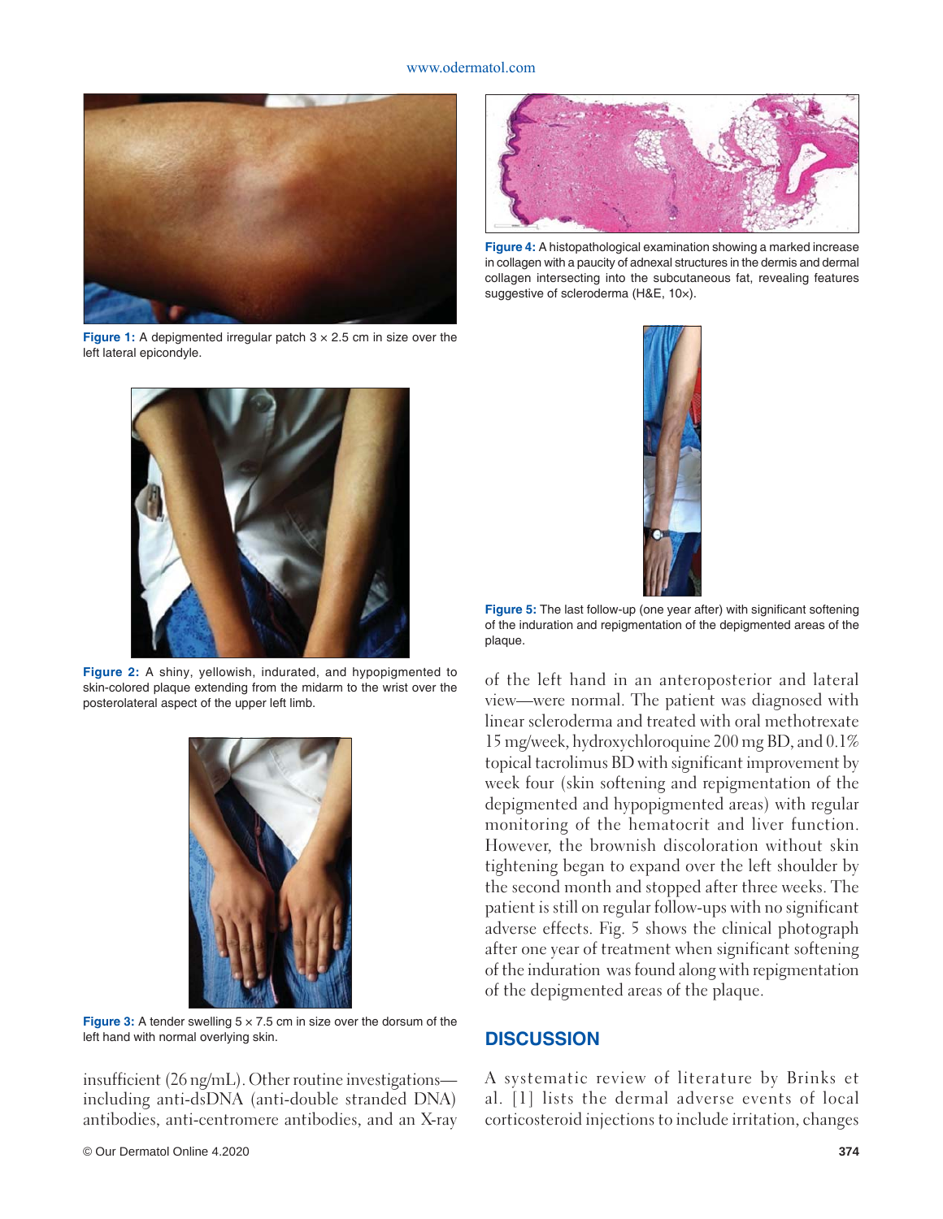Figure 1: A depigmented irregular patch 3 × 2.5 cm in size over the left lateral epicondyle.

Figure 2: A shiny, yellowish, indurated, and hypopigmented to skin-colored plaque extending from the midarm to the wrist over the posterolateral aspect of the upper left limb.

Figure 3: A tender swelling 5 × 7.5 cm in size over the dorsum of the left hand with normal overlying skin.

insufficient (26 ng/mL). Other routine investigations—including anti-dsDNA (anti-double stranded DNA) antibodies, anti-centromere antibodies, and an X-ray of the left hand in an anteroposterior and lateral view—were normal. The patient was diagnosed with linear scleroderma and treated with oral methotrexate 15 mg/week, hydroxychloroquine 200 mg BD, and 0.1% topical tacrolimus BD with significant improvement by week four (skin softening and repigmentation of the depigmented and hypopigmented areas) with regular monitoring of the hematocrit and liver function. However, the brownish discoloration without skin tightening began to expand over the left shoulder by the second month and stopped after three weeks. The patient is still on regular follow-ups with no significant adverse effects. Fig. 5 shows the clinical photograph after one year of treatment when significant softening of the induration was found along with repigmentation of the depigmented areas of the plaque.

Figure 4: A histopathological examination showing a marked increase in collagen with a paucity of adnexal structures in the dermis and dermal collagen intersecting into the subcutaneous fat, revealing features suggestive of scleroderma (H&E, 10×).

Figure 5: The last follow-up (one year after) with significant softening of the induration and repigmentation of the depigmented areas of the plaque.

## DISCUSSION

A systematic review of literature by Brinks et al. [1] lists the dermal adverse events of local corticosteroid injections to include irritation, changes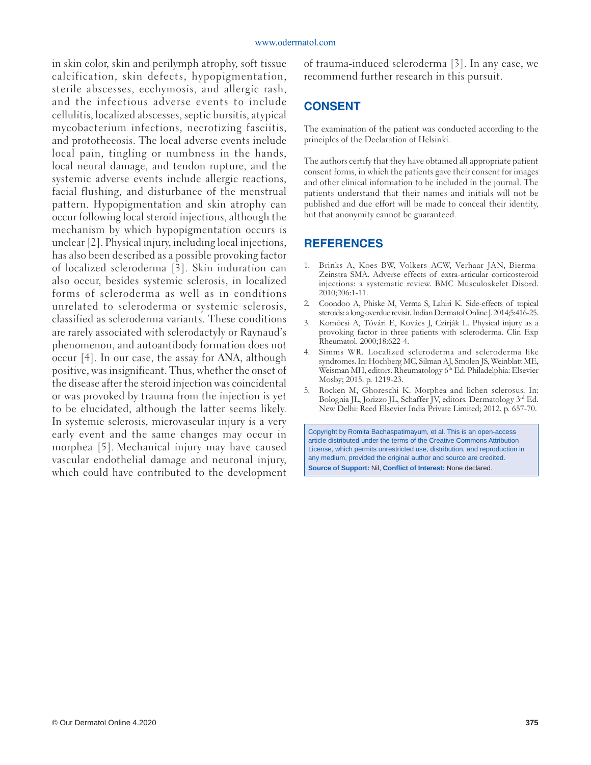in skin color, skin and perilymph atrophy, soft tissue calcification, skin defects, hypopigmentation, sterile abscesses, ecchymosis, and allergic rash, and the infectious adverse events to include cellulitis, localized abscesses, septic bursitis, atypical mycobacterium infections, necrotizing fasciitis, and protothecosis. The local adverse events include local pain, tingling or numbness in the hands, local neural damage, and tendon rupture, and the systemic adverse events include allergic reactions, facial flushing, and disturbance of the menstrual pattern. Hypopigmentation and skin atrophy can occur following local steroid injections, although the mechanism by which hypopigmentation occurs is unclear [2]. Physical injury, including local injections, has also been described as a possible provoking factor of localized scleroderma [3]. Skin induration can also occur, besides systemic sclerosis, in localized forms of scleroderma as well as in conditions unrelated to scleroderma or systemic sclerosis, classified as scleroderma variants. These conditions are rarely associated with sclerodactyly or Raynaud's phenomenon, and autoantibody formation does not occur [4]. In our case, the assay for ANA, although positive, was insignificant. Thus, whether the onset of the disease after the steroid injection was coincidental or was provoked by trauma from the injection is yet to be elucidated, although the latter seems likely. In systemic sclerosis, microvascular injury is a very early event and the same changes may occur in morphea [5]. Mechanical injury may have caused vascular endothelial damage and neuronal injury, which could have contributed to the development of trauma-induced scleroderma [3]. In any case, we recommend further research in this pursuit.

## CONSENT

The examination of the patient was conducted according to the principles of the Declaration of Helsinki.

The authors certify that they have obtained all appropriate patient consent forms, in which the patients gave their consent for images and other clinical information to be included in the journal. The patients understand that their names and initials will not be published and due effort will be made to conceal their identity, but that anonymity cannot be guaranteed.

## REFERENCES

1. Brinks A, Koes BW, Volkers ACW, Verhaar JAN, Bierma-Zeinstra SMA. Adverse effects of extra-articular corticosteroid injections: a systematic review. BMC Musculoskelet Disord. 2010;206:1-11.
2. Coondoo A, Phiske M, Verma S, Lahiri K. Side-effects of topical steroids: a long overdue revisit. Indian Dermatol Online J. 2014;5:416-25.
3. Komócsi A, Tóvári E, Kovács J, Czirják L. Physical injury as a provoking factor in three patients with scleroderma. Clin Exp Rheumatol. 2000;18:622-4.
4. Simms WR. Localized scleroderma and scleroderma like syndromes. In: Hochberg MC, Silman AJ, Smolen JS, Weinblatt ME, Weisman MH, editors. Rheumatology 6th Ed. Philadelphia: Elsevier Mosby; 2015. p. 1219-23.
5. Rocken M, Ghoreschi K. Morphea and lichen sclerosus. In: Bolognia JL, Jorizzo JL, Schaffer JV, editors. Dermatology 3rd Ed. New Delhi: Reed Elsevier India Private Limited; 2012. p. 657-70.

Copyright by Romita Bachaspatimayum, et al. This is an open-access article distributed under the terms of the Creative Commons Attribution License, which permits unrestricted use, distribution, and reproduction in any medium, provided the original author and source are credited.
**Source of Support:** Nil, **Conflict of Interest:** None declared.